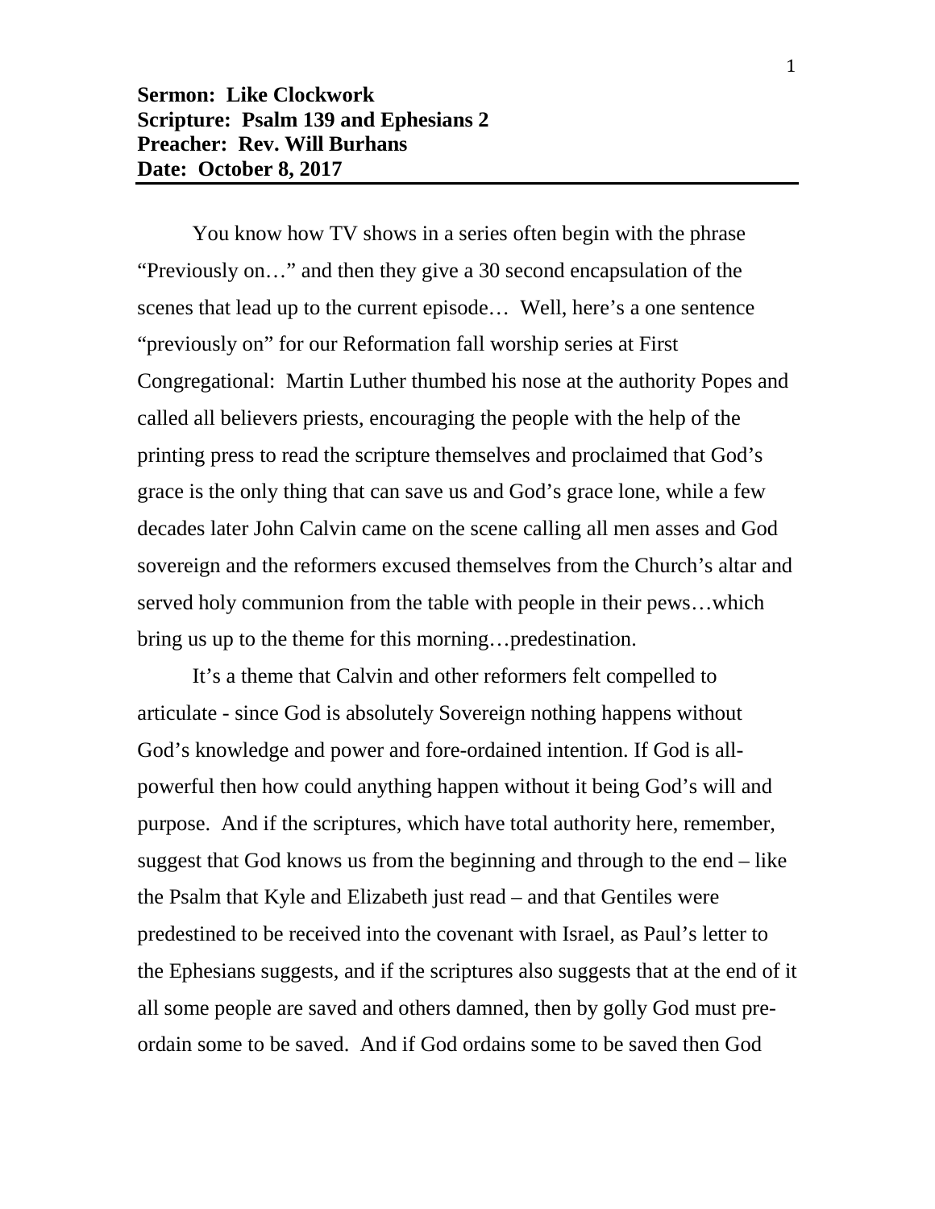**Sermon: Like Clockwork**
**Scripture: Psalm 139 and Ephesians 2**
**Preacher: Rev. Will Burhans**
**Date: October 8, 2017**

---

You know how TV shows in a series often begin with the phrase "Previously on…" and then they give a 30 second encapsulation of the scenes that lead up to the current episode… Well, here's a one sentence "previously on" for our Reformation fall worship series at First Congregational: Martin Luther thumbed his nose at the authority Popes and called all believers priests, encouraging the people with the help of the printing press to read the scripture themselves and proclaimed that God's grace is the only thing that can save us and God's grace lone, while a few decades later John Calvin came on the scene calling all men asses and God sovereign and the reformers excused themselves from the Church's altar and served holy communion from the table with people in their pews…which bring us up to the theme for this morning…predestination.

It's a theme that Calvin and other reformers felt compelled to articulate - since God is absolutely Sovereign nothing happens without God's knowledge and power and fore-ordained intention. If God is all-powerful then how could anything happen without it being God's will and purpose. And if the scriptures, which have total authority here, remember, suggest that God knows us from the beginning and through to the end – like the Psalm that Kyle and Elizabeth just read – and that Gentiles were predestined to be received into the covenant with Israel, as Paul's letter to the Ephesians suggests, and if the scriptures also suggests that at the end of it all some people are saved and others damned, then by golly God must pre-ordain some to be saved. And if God ordains some to be saved then God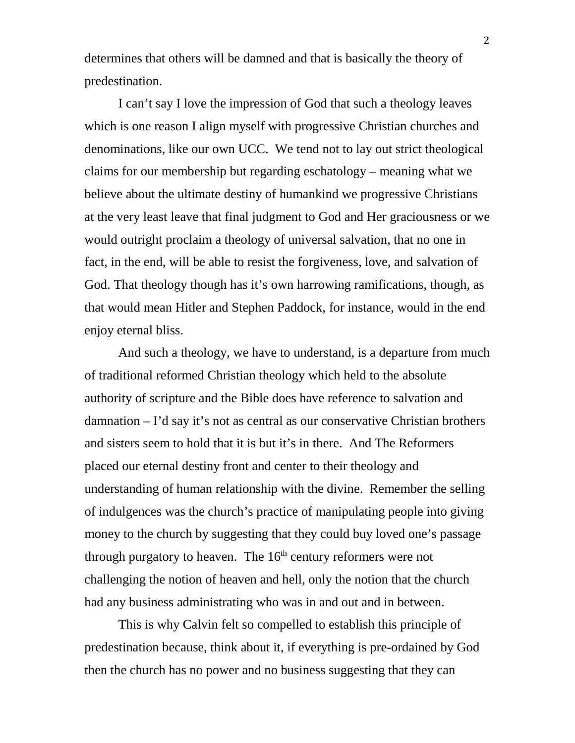determines that others will be damned and that is basically the theory of predestination.

I can't say I love the impression of God that such a theology leaves which is one reason I align myself with progressive Christian churches and denominations, like our own UCC. We tend not to lay out strict theological claims for our membership but regarding eschatology – meaning what we believe about the ultimate destiny of humankind we progressive Christians at the very least leave that final judgment to God and Her graciousness or we would outright proclaim a theology of universal salvation, that no one in fact, in the end, will be able to resist the forgiveness, love, and salvation of God. That theology though has it's own harrowing ramifications, though, as that would mean Hitler and Stephen Paddock, for instance, would in the end enjoy eternal bliss.

And such a theology, we have to understand, is a departure from much of traditional reformed Christian theology which held to the absolute authority of scripture and the Bible does have reference to salvation and damnation – I'd say it's not as central as our conservative Christian brothers and sisters seem to hold that it is but it's in there. And The Reformers placed our eternal destiny front and center to their theology and understanding of human relationship with the divine. Remember the selling of indulgences was the church's practice of manipulating people into giving money to the church by suggesting that they could buy loved one's passage through purgatory to heaven. The 16th century reformers were not challenging the notion of heaven and hell, only the notion that the church had any business administrating who was in and out and in between.

This is why Calvin felt so compelled to establish this principle of predestination because, think about it, if everything is pre-ordained by God then the church has no power and no business suggesting that they can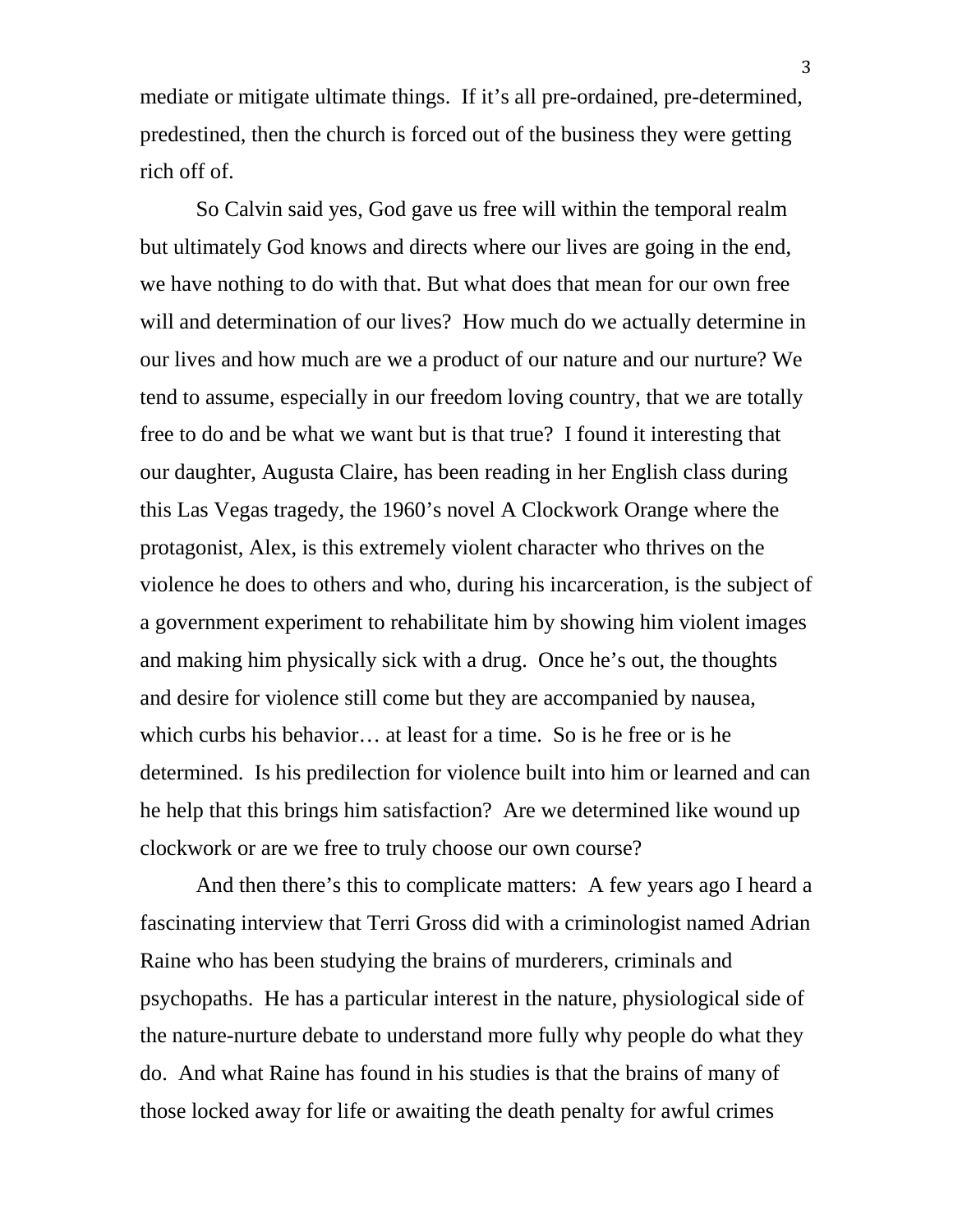mediate or mitigate ultimate things. If it's all pre-ordained, pre-determined, predestined, then the church is forced out of the business they were getting rich off of.

So Calvin said yes, God gave us free will within the temporal realm but ultimately God knows and directs where our lives are going in the end, we have nothing to do with that. But what does that mean for our own free will and determination of our lives? How much do we actually determine in our lives and how much are we a product of our nature and our nurture? We tend to assume, especially in our freedom loving country, that we are totally free to do and be what we want but is that true? I found it interesting that our daughter, Augusta Claire, has been reading in her English class during this Las Vegas tragedy, the 1960's novel A Clockwork Orange where the protagonist, Alex, is this extremely violent character who thrives on the violence he does to others and who, during his incarceration, is the subject of a government experiment to rehabilitate him by showing him violent images and making him physically sick with a drug. Once he's out, the thoughts and desire for violence still come but they are accompanied by nausea, which curbs his behavior… at least for a time. So is he free or is he determined. Is his predilection for violence built into him or learned and can he help that this brings him satisfaction? Are we determined like wound up clockwork or are we free to truly choose our own course?

And then there's this to complicate matters: A few years ago I heard a fascinating interview that Terri Gross did with a criminologist named Adrian Raine who has been studying the brains of murderers, criminals and psychopaths. He has a particular interest in the nature, physiological side of the nature-nurture debate to understand more fully why people do what they do. And what Raine has found in his studies is that the brains of many of those locked away for life or awaiting the death penalty for awful crimes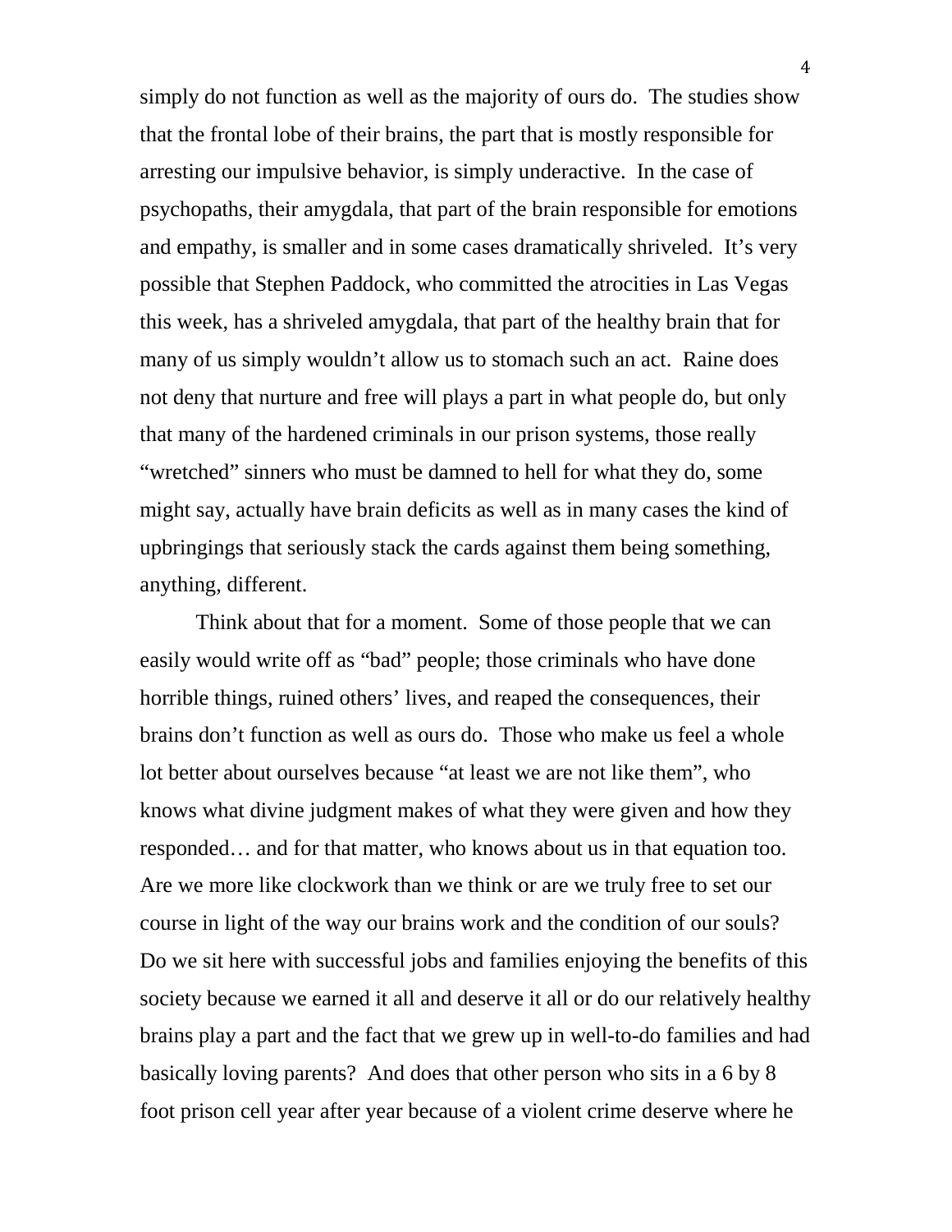simply do not function as well as the majority of ours do. The studies show that the frontal lobe of their brains, the part that is mostly responsible for arresting our impulsive behavior, is simply underactive. In the case of psychopaths, their amygdala, that part of the brain responsible for emotions and empathy, is smaller and in some cases dramatically shriveled. It's very possible that Stephen Paddock, who committed the atrocities in Las Vegas this week, has a shriveled amygdala, that part of the healthy brain that for many of us simply wouldn't allow us to stomach such an act. Raine does not deny that nurture and free will plays a part in what people do, but only that many of the hardened criminals in our prison systems, those really "wretched" sinners who must be damned to hell for what they do, some might say, actually have brain deficits as well as in many cases the kind of upbringings that seriously stack the cards against them being something, anything, different.

Think about that for a moment. Some of those people that we can easily would write off as "bad" people; those criminals who have done horrible things, ruined others' lives, and reaped the consequences, their brains don't function as well as ours do. Those who make us feel a whole lot better about ourselves because "at least we are not like them", who knows what divine judgment makes of what they were given and how they responded… and for that matter, who knows about us in that equation too. Are we more like clockwork than we think or are we truly free to set our course in light of the way our brains work and the condition of our souls? Do we sit here with successful jobs and families enjoying the benefits of this society because we earned it all and deserve it all or do our relatively healthy brains play a part and the fact that we grew up in well-to-do families and had basically loving parents? And does that other person who sits in a 6 by 8 foot prison cell year after year because of a violent crime deserve where he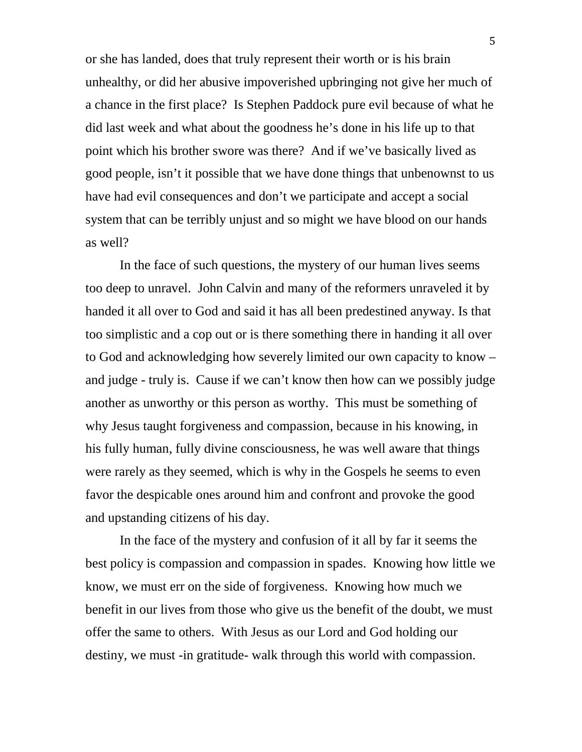or she has landed, does that truly represent their worth or is his brain unhealthy, or did her abusive impoverished upbringing not give her much of a chance in the first place? Is Stephen Paddock pure evil because of what he did last week and what about the goodness he's done in his life up to that point which his brother swore was there? And if we've basically lived as good people, isn't it possible that we have done things that unbenownst to us have had evil consequences and don't we participate and accept a social system that can be terribly unjust and so might we have blood on our hands as well?

In the face of such questions, the mystery of our human lives seems too deep to unravel. John Calvin and many of the reformers unraveled it by handed it all over to God and said it has all been predestined anyway. Is that too simplistic and a cop out or is there something there in handing it all over to God and acknowledging how severely limited our own capacity to know – and judge - truly is. Cause if we can't know then how can we possibly judge another as unworthy or this person as worthy. This must be something of why Jesus taught forgiveness and compassion, because in his knowing, in his fully human, fully divine consciousness, he was well aware that things were rarely as they seemed, which is why in the Gospels he seems to even favor the despicable ones around him and confront and provoke the good and upstanding citizens of his day.

In the face of the mystery and confusion of it all by far it seems the best policy is compassion and compassion in spades. Knowing how little we know, we must err on the side of forgiveness. Knowing how much we benefit in our lives from those who give us the benefit of the doubt, we must offer the same to others. With Jesus as our Lord and God holding our destiny, we must -in gratitude- walk through this world with compassion.